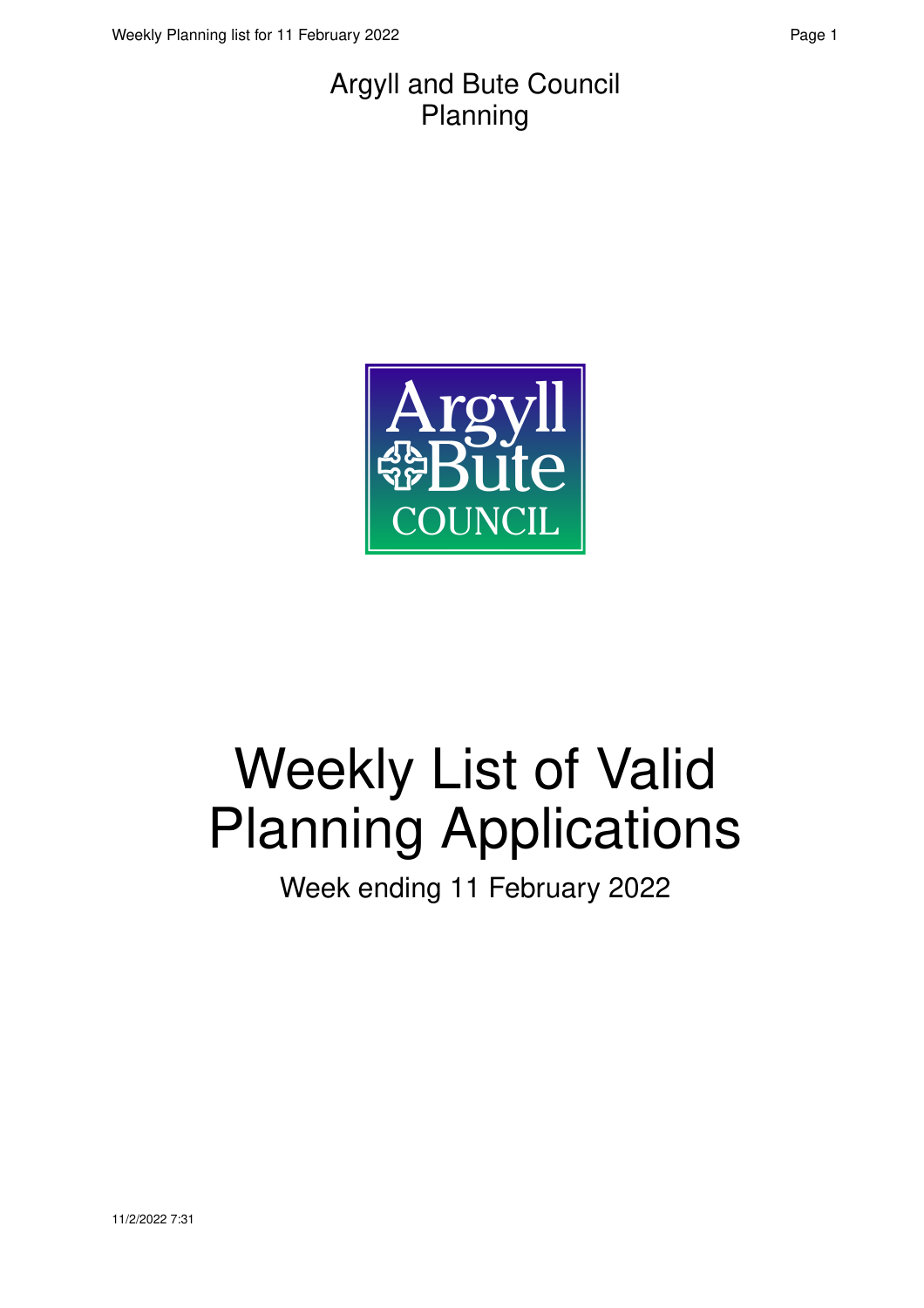Argyll and Bute Council
Planning

Argyll
Bute
COUNCIL

# Weekly List of Valid Planning Applications

Week ending 11 February 2022

11/2/2022 7:31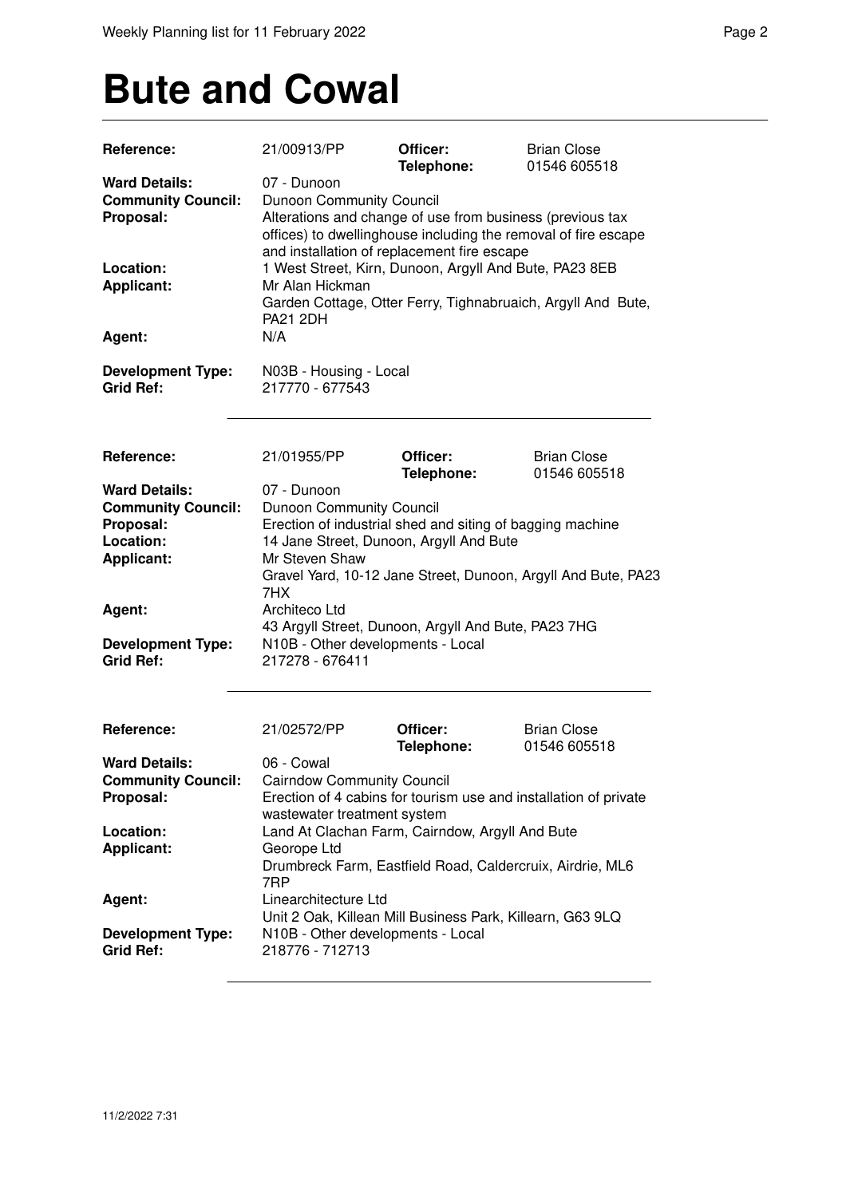# Bute and Cowal

| | | | |
|---|---|---|---|
| **Reference:** | 21/00913/PP | **Officer:** **Telephone:** | Brian Close 01546 605518 |
| **Ward Details:** | 07 - Dunoon | | |
| **Community Council:** | Dunoon Community Council | | |
| **Proposal:** | Alterations and change of use from business (previous tax offices) to dwellinghouse including the removal of fire escape and installation of replacement fire escape | | |
| **Location:** | 1 West Street, Kirn, Dunoon, Argyll And Bute, PA23 8EB | | |
| **Applicant:** | Mr Alan Hickman Garden Cottage, Otter Ferry, Tighnabruaich, Argyll And Bute, PA21 2DH | | |
| **Agent:** | N/A | | |
| **Development Type:** | N03B - Housing - Local | | |
| **Grid Ref:** | 217770 - 677543 | | |

| | | | |
|---|---|---|---|
| **Reference:** | 21/01955/PP | **Officer:** **Telephone:** | Brian Close 01546 605518 |
| **Ward Details:** | 07 - Dunoon | | |
| **Community Council:** | Dunoon Community Council | | |
| **Proposal:** | Erection of industrial shed and siting of bagging machine | | |
| **Location:** | 14 Jane Street, Dunoon, Argyll And Bute | | |
| **Applicant:** | Mr Steven Shaw Gravel Yard, 10-12 Jane Street, Dunoon, Argyll And Bute, PA23 7HX | | |
| **Agent:** | Architeco Ltd 43 Argyll Street, Dunoon, Argyll And Bute, PA23 7HG | | |
| **Development Type:** | N10B - Other developments - Local | | |
| **Grid Ref:** | 217278 - 676411 | | |

| | | | |
|---|---|---|---|
| **Reference:** | 21/02572/PP | **Officer:** **Telephone:** | Brian Close 01546 605518 |
| **Ward Details:** | 06 - Cowal | | |
| **Community Council:** | Cairndow Community Council | | |
| **Proposal:** | Erection of 4 cabins for tourism use and installation of private wastewater treatment system | | |
| **Location:** | Land At Clachan Farm, Cairndow, Argyll And Bute | | |
| **Applicant:** | Georope Ltd Drumbreck Farm, Eastfield Road, Caldercruix, Airdrie, ML6 7RP | | |
| **Agent:** | Linearchitecture Ltd Unit 2 Oak, Killean Mill Business Park, Killearn, G63 9LQ | | |
| **Development Type:** | N10B - Other developments - Local | | |
| **Grid Ref:** | 218776 - 712713 | | |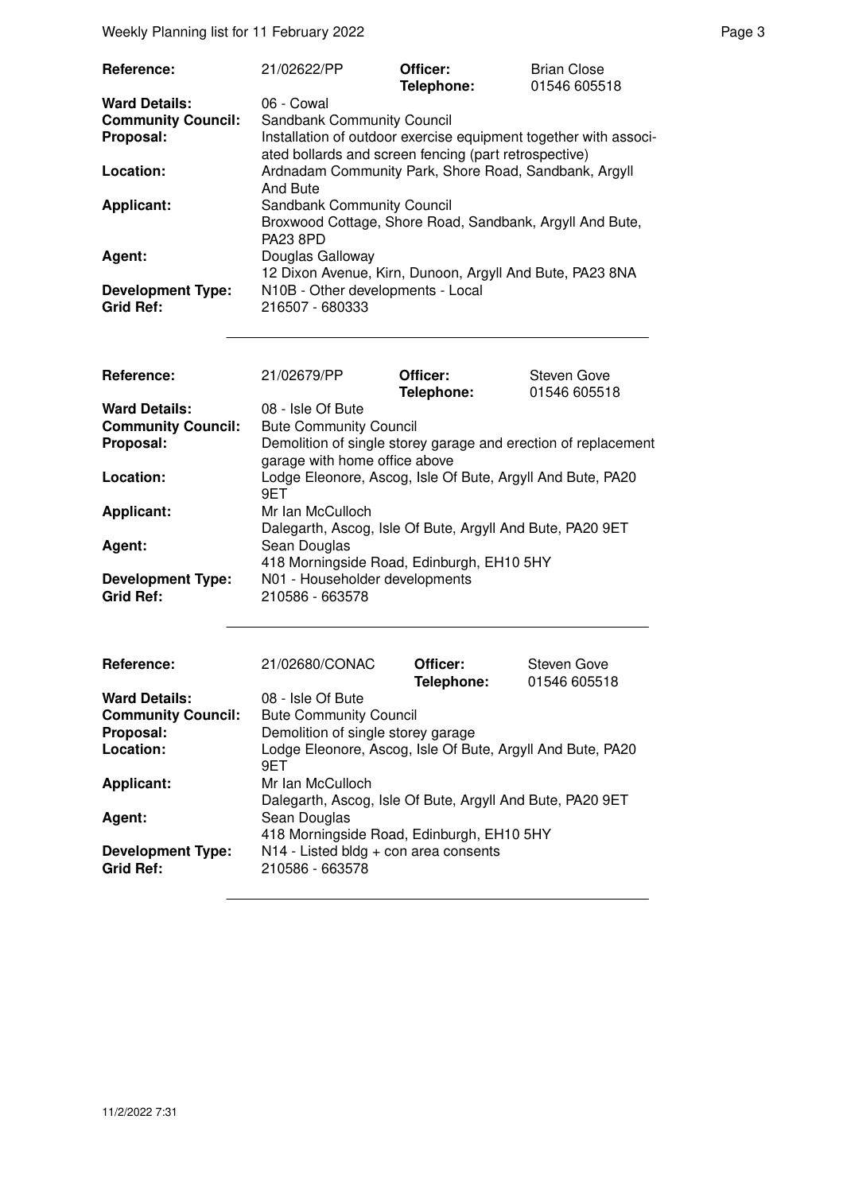| Reference: | 21/02622/PP | Officer: Telephone: | Brian Close 01546 605518 |
|---|---|---|---|
| **Ward Details:** | 06 - Cowal | | |
| **Community Council:** | Sandbank Community Council | | |
| **Proposal:** | Installation of outdoor exercise equipment together with associated bollards and screen fencing (part retrospective) | | |
| **Location:** | Ardnadam Community Park, Shore Road, Sandbank, Argyll And Bute | | |
| **Applicant:** | Sandbank Community Council Broxwood Cottage, Shore Road, Sandbank, Argyll And Bute, PA23 8PD | | |
| **Agent:** | Douglas Galloway 12 Dixon Avenue, Kirn, Dunoon, Argyll And Bute, PA23 8NA | | |
| **Development Type:** | N10B - Other developments - Local | | |
| **Grid Ref:** | 216507 - 680333 | | |

| Reference: | 21/02679/PP | Officer: Telephone: | Steven Gove 01546 605518 |
|---|---|---|---|
| **Ward Details:** | 08 - Isle Of Bute | | |
| **Community Council:** | Bute Community Council | | |
| **Proposal:** | Demolition of single storey garage and erection of replacement garage with home office above | | |
| **Location:** | Lodge Eleonore, Ascog, Isle Of Bute, Argyll And Bute, PA20 9ET | | |
| **Applicant:** | Mr Ian McCulloch Dalegarth, Ascog, Isle Of Bute, Argyll And Bute, PA20 9ET | | |
| **Agent:** | Sean Douglas 418 Morningside Road, Edinburgh, EH10 5HY | | |
| **Development Type:** | N01 - Householder developments | | |
| **Grid Ref:** | 210586 - 663578 | | |

| Reference: | 21/02680/CONAC | Officer: Telephone: | Steven Gove 01546 605518 |
|---|---|---|---|
| **Ward Details:** | 08 - Isle Of Bute | | |
| **Community Council:** | Bute Community Council | | |
| **Proposal:** | Demolition of single storey garage | | |
| **Location:** | Lodge Eleonore, Ascog, Isle Of Bute, Argyll And Bute, PA20 9ET | | |
| **Applicant:** | Mr Ian McCulloch Dalegarth, Ascog, Isle Of Bute, Argyll And Bute, PA20 9ET | | |
| **Agent:** | Sean Douglas 418 Morningside Road, Edinburgh, EH10 5HY | | |
| **Development Type:** | N14 - Listed bldg + con area consents | | |
| **Grid Ref:** | 210586 - 663578 | | |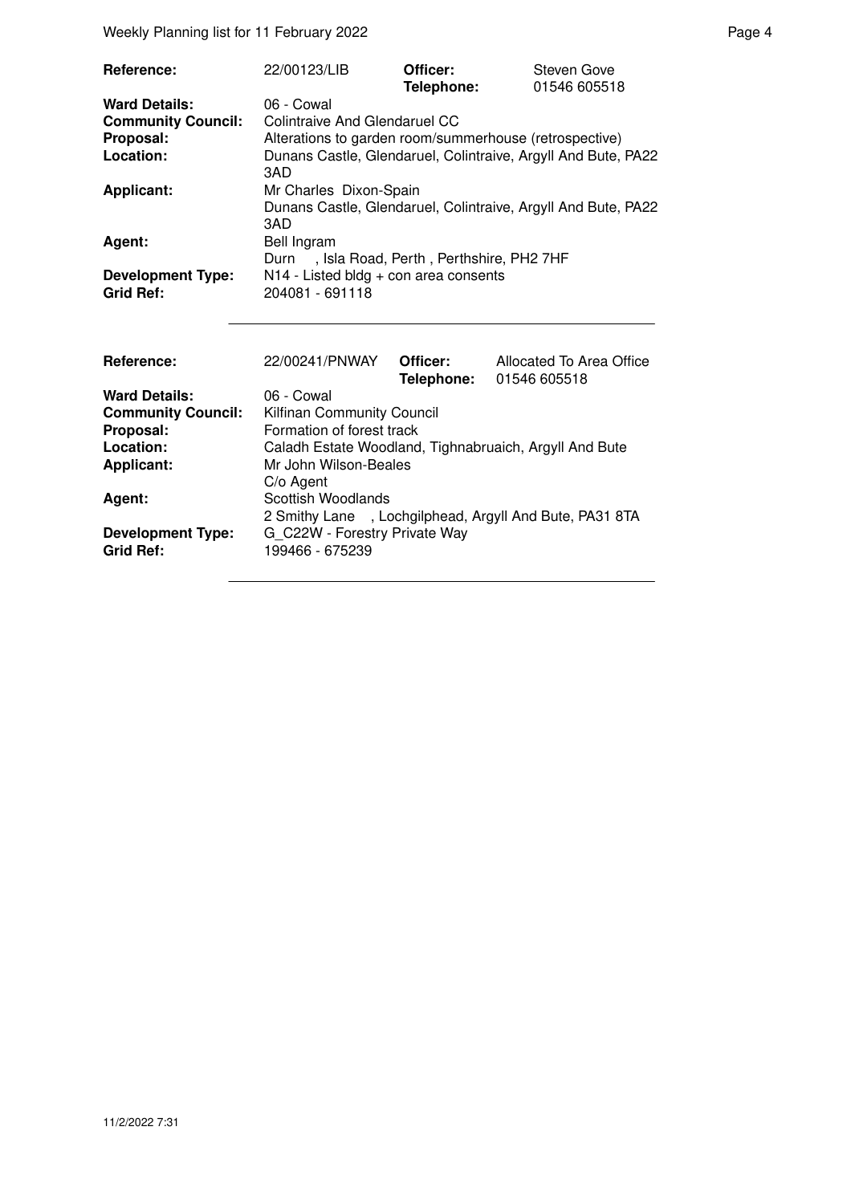| | | | |
|---|---|---|---|
| **Reference:** | 22/00123/LIB | **Officer:** **Telephone:** | Steven Gove 01546 605518 |
| **Ward Details:** | 06 - Cowal | | |
| **Community Council:** | Colintraive And Glendaruel CC | | |
| **Proposal:** | Alterations to garden room/summerhouse (retrospective) | | |
| **Location:** | Dunans Castle, Glendaruel, Colintraive, Argyll And Bute, PA22 3AD | | |
| **Applicant:** | Mr Charles Dixon-Spain Dunans Castle, Glendaruel, Colintraive, Argyll And Bute, PA22 3AD | | |
| **Agent:** | Bell Ingram Durn , Isla Road, Perth , Perthshire, PH2 7HF | | |
| **Development Type:** | N14 - Listed bldg + con area consents | | |
| **Grid Ref:** | 204081 - 691118 | | |

| | | | |
|---|---|---|---|
| **Reference:** | 22/00241/PNWAY | **Officer:** **Telephone:** | Allocated To Area Office 01546 605518 |
| **Ward Details:** | 06 - Cowal | | |
| **Community Council:** | Kilfinan Community Council | | |
| **Proposal:** | Formation of forest track | | |
| **Location:** | Caladh Estate Woodland, Tighnabruaich, Argyll And Bute | | |
| **Applicant:** | Mr John Wilson-Beales C/o Agent | | |
| **Agent:** | Scottish Woodlands 2 Smithy Lane , Lochgilphead, Argyll And Bute, PA31 8TA | | |
| **Development Type:** | G_C22W - Forestry Private Way | | |
| **Grid Ref:** | 199466 - 675239 | | |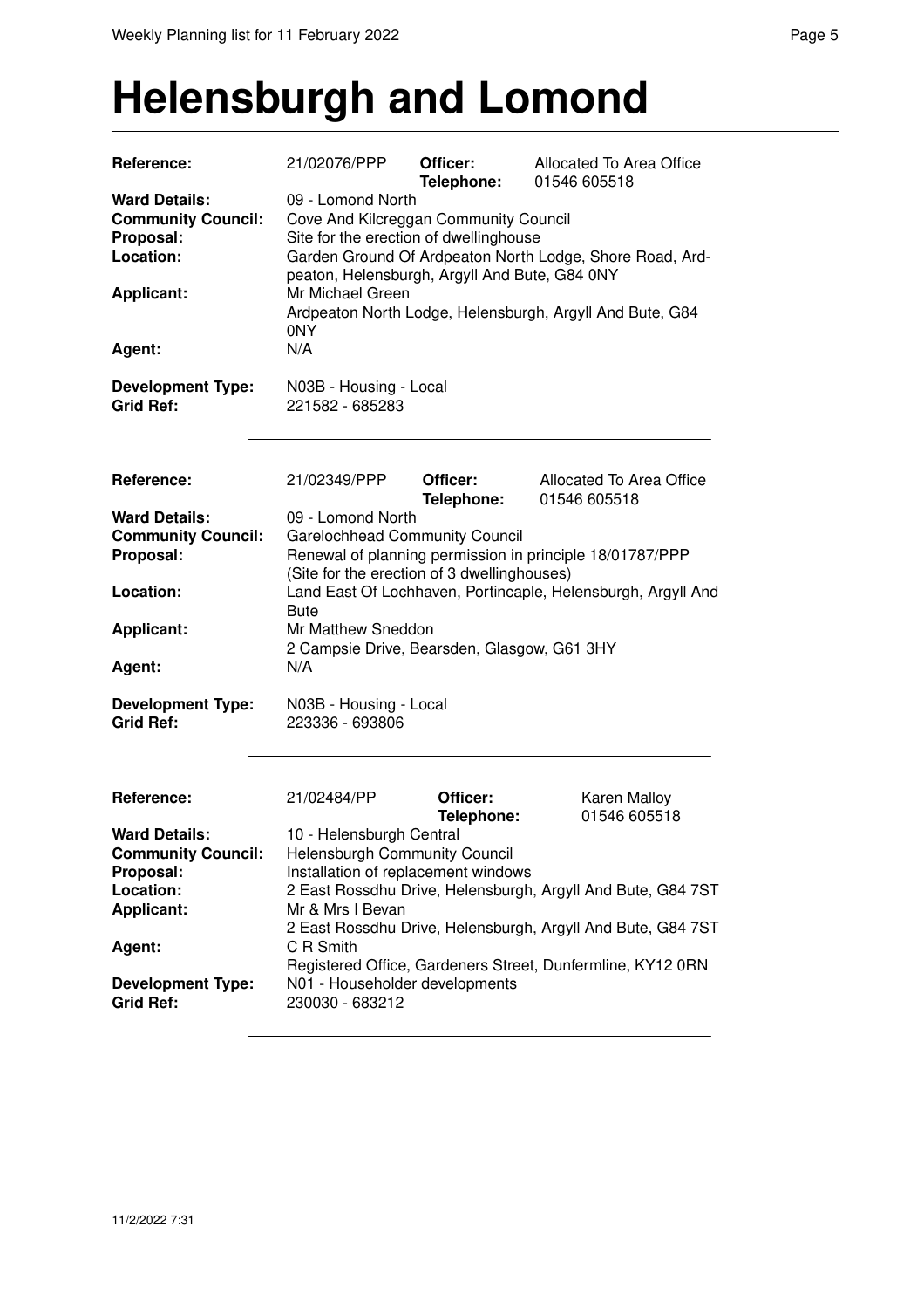# Helensburgh and Lomond

| | | | |
|---|---|---|---|
| **Reference:** | 21/02076/PPP | **Officer:** **Telephone:** | Allocated To Area Office 01546 605518 |
| **Ward Details:** | 09 - Lomond North | | |
| **Community Council:** | Cove And Kilcreggan Community Council | | |
| **Proposal:** | Site for the erection of dwellinghouse | | |
| **Location:** | Garden Ground Of Ardpeaton North Lodge, Shore Road, Ardpeaton, Helensburgh, Argyll And Bute, G84 0NY | | |
| **Applicant:** | Mr Michael Green Ardpeaton North Lodge, Helensburgh, Argyll And Bute, G84 0NY | | |
| **Agent:** | N/A | | |
| **Development Type:** | N03B - Housing - Local | | |
| **Grid Ref:** | 221582 - 685283 | | |

| | | | |
|---|---|---|---|
| **Reference:** | 21/02349/PPP | **Officer:** **Telephone:** | Allocated To Area Office 01546 605518 |
| **Ward Details:** | 09 - Lomond North | | |
| **Community Council:** | Garelochhead Community Council | | |
| **Proposal:** | Renewal of planning permission in principle 18/01787/PPP (Site for the erection of 3 dwellinghouses) | | |
| **Location:** | Land East Of Lochhaven, Portincaple, Helensburgh, Argyll And Bute | | |
| **Applicant:** | Mr Matthew Sneddon 2 Campsie Drive, Bearsden, Glasgow, G61 3HY | | |
| **Agent:** | N/A | | |
| **Development Type:** | N03B - Housing - Local | | |
| **Grid Ref:** | 223336 - 693806 | | |

| | | | |
|---|---|---|---|
| **Reference:** | 21/02484/PP | **Officer:** **Telephone:** | Karen Malloy 01546 605518 |
| **Ward Details:** | 10 - Helensburgh Central | | |
| **Community Council:** | Helensburgh Community Council | | |
| **Proposal:** | Installation of replacement windows | | |
| **Location:** | 2 East Rossdhu Drive, Helensburgh, Argyll And Bute, G84 7ST | | |
| **Applicant:** | Mr & Mrs I Bevan 2 East Rossdhu Drive, Helensburgh, Argyll And Bute, G84 7ST | | |
| **Agent:** | C R Smith Registered Office, Gardeners Street, Dunfermline, KY12 0RN | | |
| **Development Type:** | N01 - Householder developments | | |
| **Grid Ref:** | 230030 - 683212 | | |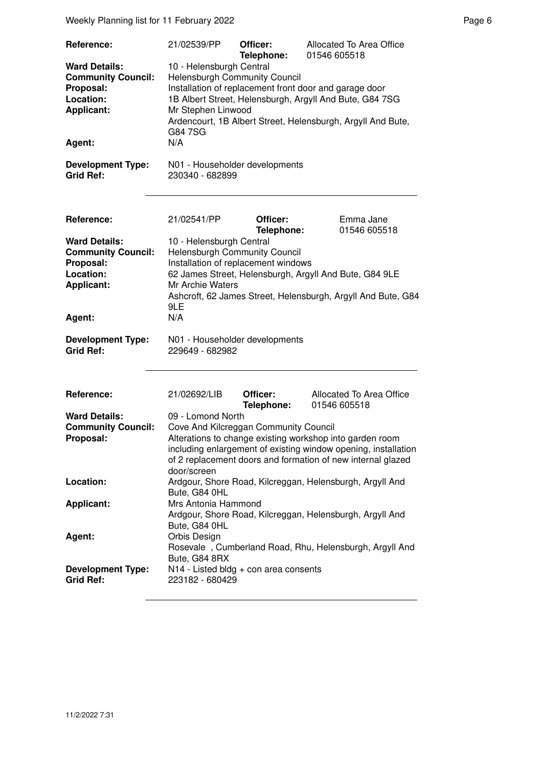| | | | |
|---|---|---|---|
| **Reference:** | 21/02539/PP | **Officer:** **Telephone:** | Allocated To Area Office 01546 605518 |
| **Ward Details:** | 10 - Helensburgh Central | | |
| **Community Council:** | Helensburgh Community Council | | |
| **Proposal:** | Installation of replacement front door and garage door | | |
| **Location:** | 1B Albert Street, Helensburgh, Argyll And Bute, G84 7SG | | |
| **Applicant:** | Mr Stephen Linwood<br>Ardencourt, 1B Albert Street, Helensburgh, Argyll And Bute, G84 7SG | | |
| **Agent:** | N/A | | |
| **Development Type:** | N01 - Householder developments | | |
| **Grid Ref:** | 230340 - 682899 | | |

| | | | |
|---|---|---|---|
| **Reference:** | 21/02541/PP | **Officer:** **Telephone:** | Emma Jane 01546 605518 |
| **Ward Details:** | 10 - Helensburgh Central | | |
| **Community Council:** | Helensburgh Community Council | | |
| **Proposal:** | Installation of replacement windows | | |
| **Location:** | 62 James Street, Helensburgh, Argyll And Bute, G84 9LE | | |
| **Applicant:** | Mr Archie Waters<br>Ashcroft, 62 James Street, Helensburgh, Argyll And Bute, G84 9LE | | |
| **Agent:** | N/A | | |
| **Development Type:** | N01 - Householder developments | | |
| **Grid Ref:** | 229649 - 682982 | | |

| | | | |
|---|---|---|---|
| **Reference:** | 21/02692/LIB | **Officer:** **Telephone:** | Allocated To Area Office 01546 605518 |
| **Ward Details:** | 09 - Lomond North | | |
| **Community Council:** | Cove And Kilcreggan Community Council | | |
| **Proposal:** | Alterations to change existing workshop into garden room including enlargement of existing window opening, installation of 2 replacement doors and formation of new internal glazed door/screen | | |
| **Location:** | Ardgour, Shore Road, Kilcreggan, Helensburgh, Argyll And Bute, G84 0HL | | |
| **Applicant:** | Mrs Antonia Hammond<br>Ardgour, Shore Road, Kilcreggan, Helensburgh, Argyll And Bute, G84 0HL | | |
| **Agent:** | Orbis Design<br>Rosevale , Cumberland Road, Rhu, Helensburgh, Argyll And Bute, G84 8RX | | |
| **Development Type:** | N14 - Listed bldg + con area consents | | |
| **Grid Ref:** | 223182 - 680429 | | |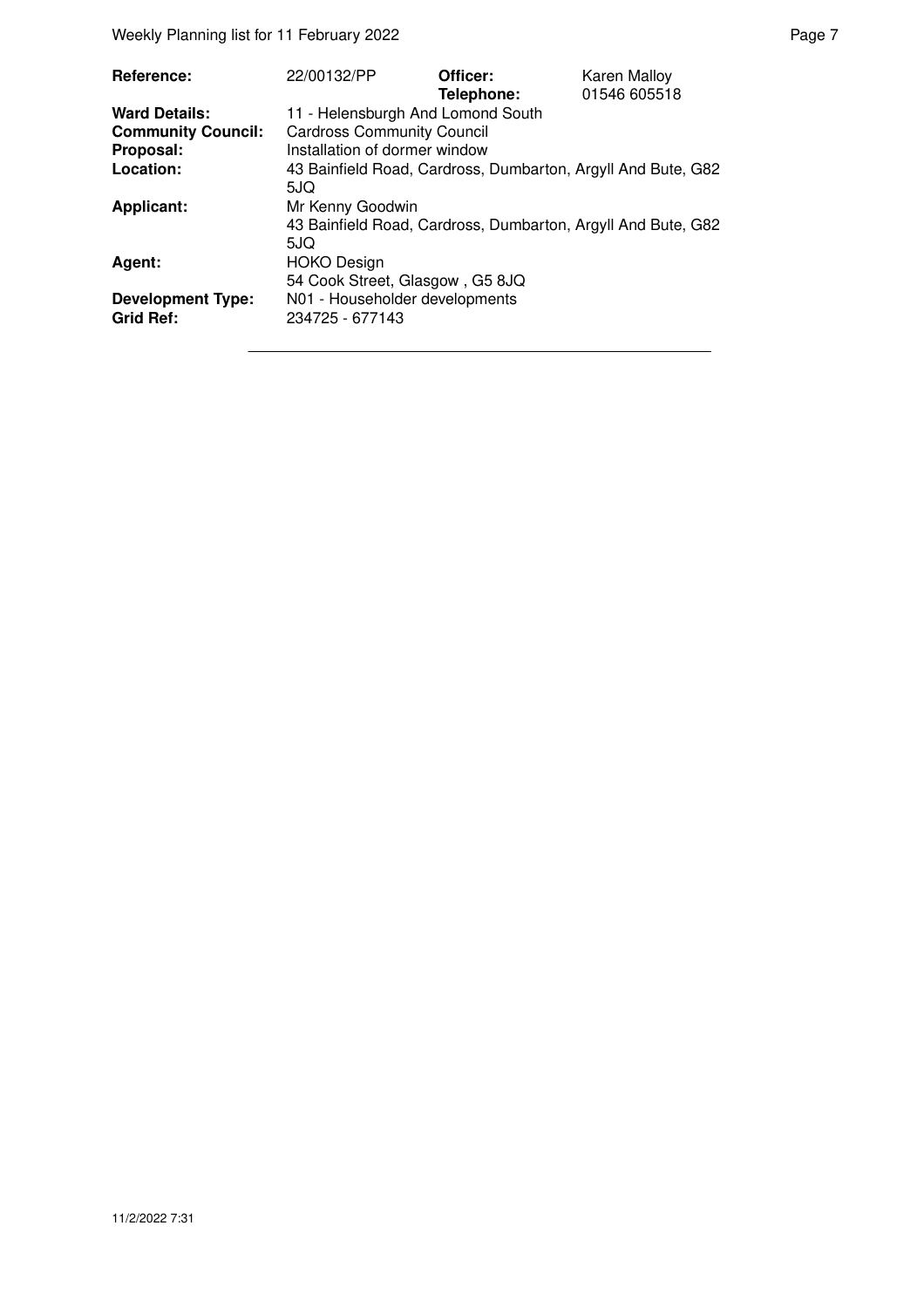| **Reference:** | 22/00132/PP | **Officer:** | Karen Malloy |
|---|---|---|---|
| | | **Telephone:** | 01546 605518 |
| **Ward Details:** | 11 - Helensburgh And Lomond South | | |
| **Community Council:** | Cardross Community Council | | |
| **Proposal:** | Installation of dormer window | | |
| **Location:** | 43 Bainfield Road, Cardross, Dumbarton, Argyll And Bute, G82 5JQ | | |
| **Applicant:** | Mr Kenny Goodwin<br>43 Bainfield Road, Cardross, Dumbarton, Argyll And Bute, G82 5JQ | | |
| **Agent:** | HOKO Design<br>54 Cook Street, Glasgow , G5 8JQ | | |
| **Development Type:** | N01 - Householder developments | | |
| **Grid Ref:** | 234725 - 677143 | | |

11/2/2022 7:31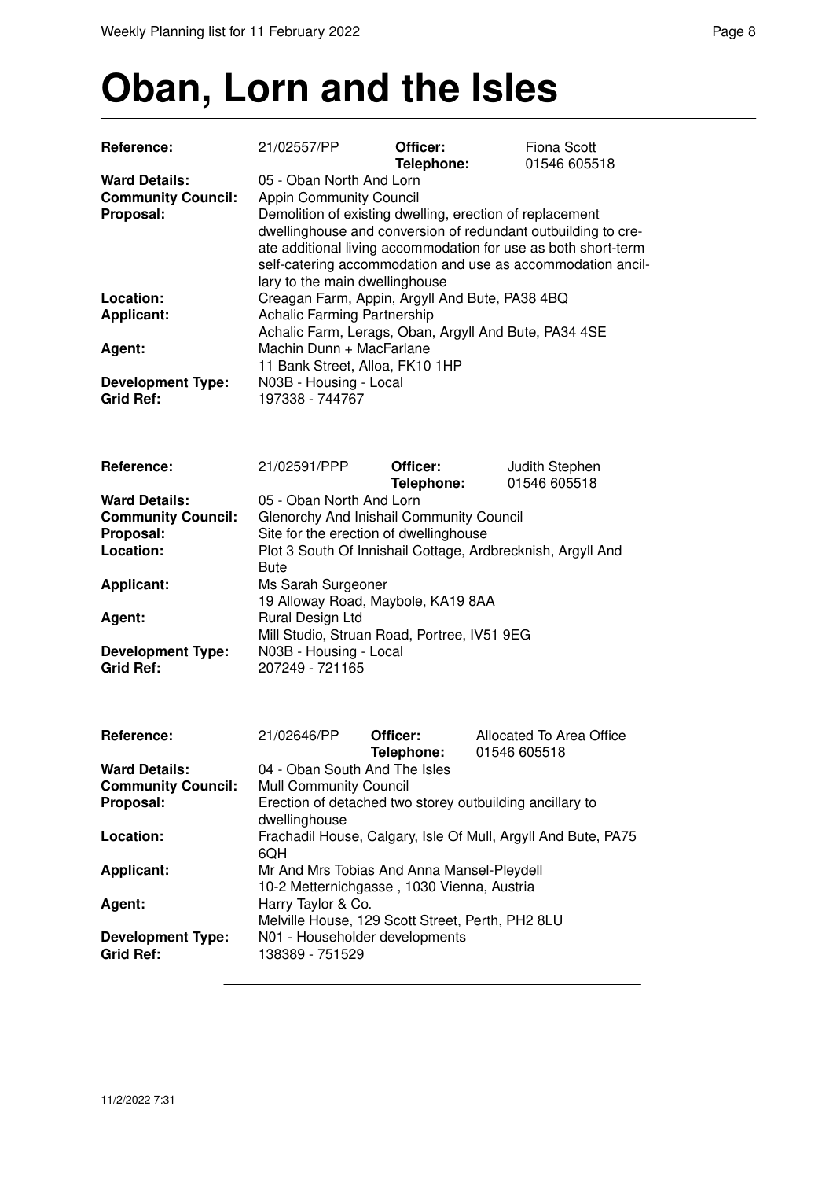# Oban, Lorn and the Isles

| | | | |
|---|---|---|---|
| **Reference:** | 21/02557/PP | **Officer:** | Fiona Scott |
| | | **Telephone:** | 01546 605518 |
| **Ward Details:** | 05 - Oban North And Lorn | | |
| **Community Council:** | Appin Community Council | | |
| **Proposal:** | Demolition of existing dwelling, erection of replacement dwellinghouse and conversion of redundant outbuilding to create additional living accommodation for use as both short-term self-catering accommodation and use as accommodation ancillary to the main dwellinghouse | | |
| **Location:** | Creagan Farm, Appin, Argyll And Bute, PA38 4BQ | | |
| **Applicant:** | Achalic Farming Partnership<br>Achalic Farm, Lerags, Oban, Argyll And Bute, PA34 4SE | | |
| **Agent:** | Machin Dunn + MacFarlane<br>11 Bank Street, Alloa, FK10 1HP | | |
| **Development Type:** | N03B - Housing - Local | | |
| **Grid Ref:** | 197338 - 744767 | | |

---

| | | | |
|---|---|---|---|
| **Reference:** | 21/02591/PPP | **Officer:** | Judith Stephen |
| | | **Telephone:** | 01546 605518 |
| **Ward Details:** | 05 - Oban North And Lorn | | |
| **Community Council:** | Glenorchy And Inishail Community Council | | |
| **Proposal:** | Site for the erection of dwellinghouse | | |
| **Location:** | Plot 3 South Of Innishail Cottage, Ardbrecknish, Argyll And Bute | | |
| **Applicant:** | Ms Sarah Surgeoner<br>19 Alloway Road, Maybole, KA19 8AA | | |
| **Agent:** | Rural Design Ltd<br>Mill Studio, Struan Road, Portree, IV51 9EG | | |
| **Development Type:** | N03B - Housing - Local | | |
| **Grid Ref:** | 207249 - 721165 | | |

---

| | | | |
|---|---|---|---|
| **Reference:** | 21/02646/PP | **Officer:** | Allocated To Area Office |
| | | **Telephone:** | 01546 605518 |
| **Ward Details:** | 04 - Oban South And The Isles | | |
| **Community Council:** | Mull Community Council | | |
| **Proposal:** | Erection of detached two storey outbuilding ancillary to dwellinghouse | | |
| **Location:** | Frachadil House, Calgary, Isle Of Mull, Argyll And Bute, PA75 6QH | | |
| **Applicant:** | Mr And Mrs Tobias And Anna Mansel-Pleydell<br>10-2 Metternichgasse , 1030 Vienna, Austria | | |
| **Agent:** | Harry Taylor & Co.<br>Melville House, 129 Scott Street, Perth, PH2 8LU | | |
| **Development Type:** | N01 - Householder developments | | |
| **Grid Ref:** | 138389 - 751529 | | |

---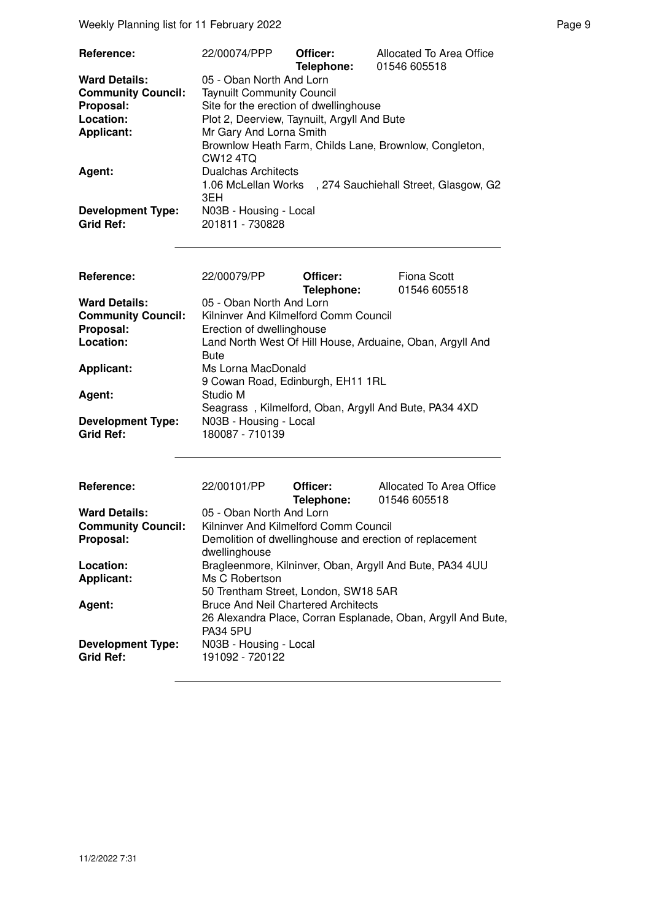| | | | |
|---|---|---|---|
| **Reference:** | 22/00074/PPP | **Officer:** **Telephone:** | Allocated To Area Office 01546 605518 |
| **Ward Details:** | 05 - Oban North And Lorn | | |
| **Community Council:** | Taynuilt Community Council | | |
| **Proposal:** | Site for the erection of dwellinghouse | | |
| **Location:** | Plot 2, Deerview, Taynuilt, Argyll And Bute | | |
| **Applicant:** | Mr Gary And Lorna Smith Brownlow Heath Farm, Childs Lane, Brownlow, Congleton, CW12 4TQ | | |
| **Agent:** | Dualchas Architects 1.06 McLellan Works , 274 Sauchiehall Street, Glasgow, G2 3EH | | |
| **Development Type:** | N03B - Housing - Local | | |
| **Grid Ref:** | 201811 - 730828 | | |

---

| | | | |
|---|---|---|---|
| **Reference:** | 22/00079/PP | **Officer:** **Telephone:** | Fiona Scott 01546 605518 |
| **Ward Details:** | 05 - Oban North And Lorn | | |
| **Community Council:** | Kilninver And Kilmelford Comm Council | | |
| **Proposal:** | Erection of dwellinghouse | | |
| **Location:** | Land North West Of Hill House, Arduaine, Oban, Argyll And Bute | | |
| **Applicant:** | Ms Lorna MacDonald 9 Cowan Road, Edinburgh, EH11 1RL | | |
| **Agent:** | Studio M Seagrass , Kilmelford, Oban, Argyll And Bute, PA34 4XD | | |
| **Development Type:** | N03B - Housing - Local | | |
| **Grid Ref:** | 180087 - 710139 | | |

---

| | | | |
|---|---|---|---|
| **Reference:** | 22/00101/PP | **Officer:** **Telephone:** | Allocated To Area Office 01546 605518 |
| **Ward Details:** | 05 - Oban North And Lorn | | |
| **Community Council:** | Kilninver And Kilmelford Comm Council | | |
| **Proposal:** | Demolition of dwellinghouse and erection of replacement dwellinghouse | | |
| **Location:** | Bragleenmore, Kilninver, Oban, Argyll And Bute, PA34 4UU | | |
| **Applicant:** | Ms C Robertson 50 Trentham Street, London, SW18 5AR | | |
| **Agent:** | Bruce And Neil Chartered Architects 26 Alexandra Place, Corran Esplanade, Oban, Argyll And Bute, PA34 5PU | | |
| **Development Type:** | N03B - Housing - Local | | |
| **Grid Ref:** | 191092 - 720122 | | |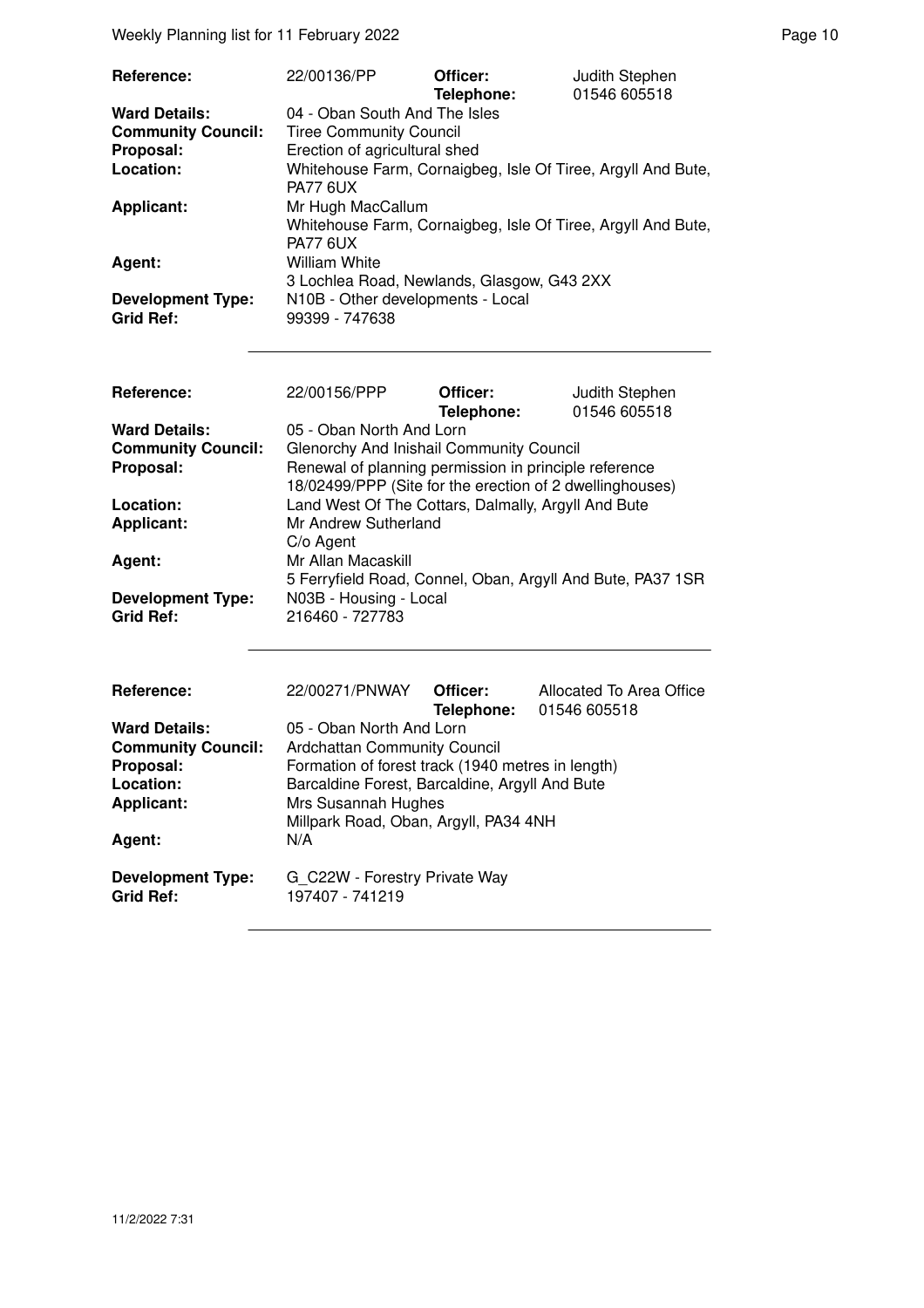| | | | |
|---|---|---|---|
| **Reference:** | 22/00136/PP | **Officer:** **Telephone:** | Judith Stephen 01546 605518 |
| **Ward Details:** | 04 - Oban South And The Isles | | |
| **Community Council:** | Tiree Community Council | | |
| **Proposal:** | Erection of agricultural shed | | |
| **Location:** | Whitehouse Farm, Cornaigbeg, Isle Of Tiree, Argyll And Bute, PA77 6UX | | |
| **Applicant:** | Mr Hugh MacCallum Whitehouse Farm, Cornaigbeg, Isle Of Tiree, Argyll And Bute, PA77 6UX | | |
| **Agent:** | William White 3 Lochlea Road, Newlands, Glasgow, G43 2XX | | |
| **Development Type:** | N10B - Other developments - Local | | |
| **Grid Ref:** | 99399 - 747638 | | |

| | | | |
|---|---|---|---|
| **Reference:** | 22/00156/PPP | **Officer:** **Telephone:** | Judith Stephen 01546 605518 |
| **Ward Details:** | 05 - Oban North And Lorn | | |
| **Community Council:** | Glenorchy And Inishail Community Council | | |
| **Proposal:** | Renewal of planning permission in principle reference 18/02499/PPP (Site for the erection of 2 dwellinghouses) | | |
| **Location:** | Land West Of The Cottars, Dalmally, Argyll And Bute | | |
| **Applicant:** | Mr Andrew Sutherland C/o Agent | | |
| **Agent:** | Mr Allan Macaskill 5 Ferryfield Road, Connel, Oban, Argyll And Bute, PA37 1SR | | |
| **Development Type:** | N03B - Housing - Local | | |
| **Grid Ref:** | 216460 - 727783 | | |

| | | | |
|---|---|---|---|
| **Reference:** | 22/00271/PNWAY | **Officer:** **Telephone:** | Allocated To Area Office 01546 605518 |
| **Ward Details:** | 05 - Oban North And Lorn | | |
| **Community Council:** | Ardchattan Community Council | | |
| **Proposal:** | Formation of forest track (1940 metres in length) | | |
| **Location:** | Barcaldine Forest, Barcaldine, Argyll And Bute | | |
| **Applicant:** | Mrs Susannah Hughes Millpark Road, Oban, Argyll, PA34 4NH | | |
| **Agent:** | N/A | | |
| **Development Type:** | G_C22W - Forestry Private Way | | |
| **Grid Ref:** | 197407 - 741219 | | |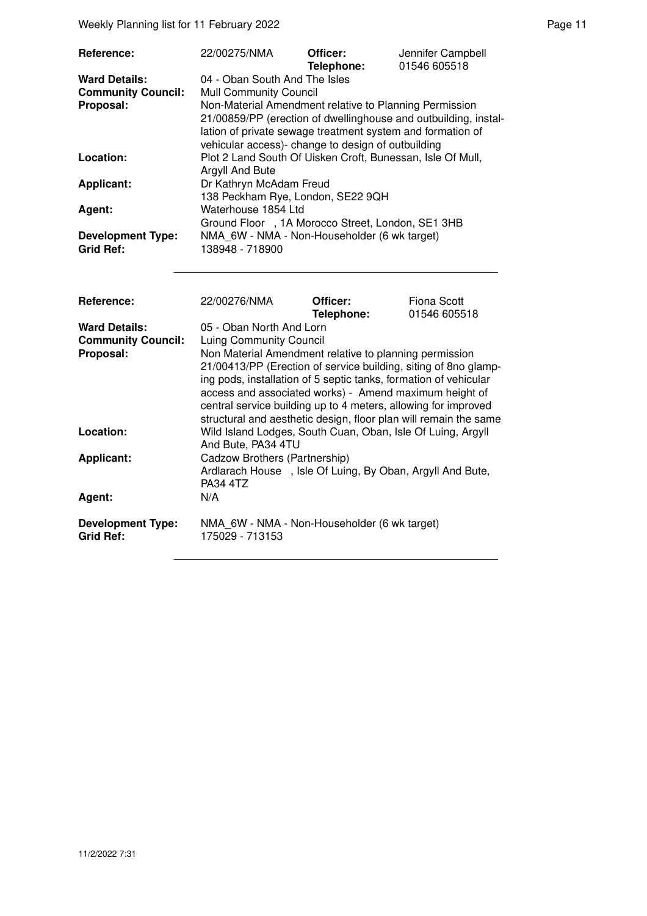| | | | |
|---|---|---|---|
| **Reference:** | 22/00275/NMA | **Officer:** **Telephone:** | Jennifer Campbell 01546 605518 |
| **Ward Details:** | 04 - Oban South And The Isles | | |
| **Community Council:** | Mull Community Council | | |
| **Proposal:** | Non-Material Amendment relative to Planning Permission 21/00859/PP (erection of dwellinghouse and outbuilding, installation of private sewage treatment system and formation of vehicular access)- change to design of outbuilding | | |
| **Location:** | Plot 2 Land South Of Uisken Croft, Bunessan, Isle Of Mull, Argyll And Bute | | |
| **Applicant:** | Dr Kathryn McAdam Freud 138 Peckham Rye, London, SE22 9QH | | |
| **Agent:** | Waterhouse 1854 Ltd Ground Floor , 1A Morocco Street, London, SE1 3HB | | |
| **Development Type:** | NMA_6W - NMA - Non-Householder (6 wk target) | | |
| **Grid Ref:** | 138948 - 718900 | | |

| | | | |
|---|---|---|---|
| **Reference:** | 22/00276/NMA | **Officer:** **Telephone:** | Fiona Scott 01546 605518 |
| **Ward Details:** | 05 - Oban North And Lorn | | |
| **Community Council:** | Luing Community Council | | |
| **Proposal:** | Non Material Amendment relative to planning permission 21/00413/PP (Erection of service building, siting of 8no glamping pods, installation of 5 septic tanks, formation of vehicular access and associated works) - Amend maximum height of central service building up to 4 meters, allowing for improved structural and aesthetic design, floor plan will remain the same | | |
| **Location:** | Wild Island Lodges, South Cuan, Oban, Isle Of Luing, Argyll And Bute, PA34 4TU | | |
| **Applicant:** | Cadzow Brothers (Partnership) Ardlarach House , Isle Of Luing, By Oban, Argyll And Bute, PA34 4TZ | | |
| **Agent:** | N/A | | |
| **Development Type:** | NMA_6W - NMA - Non-Householder (6 wk target) | | |
| **Grid Ref:** | 175029 - 713153 | | |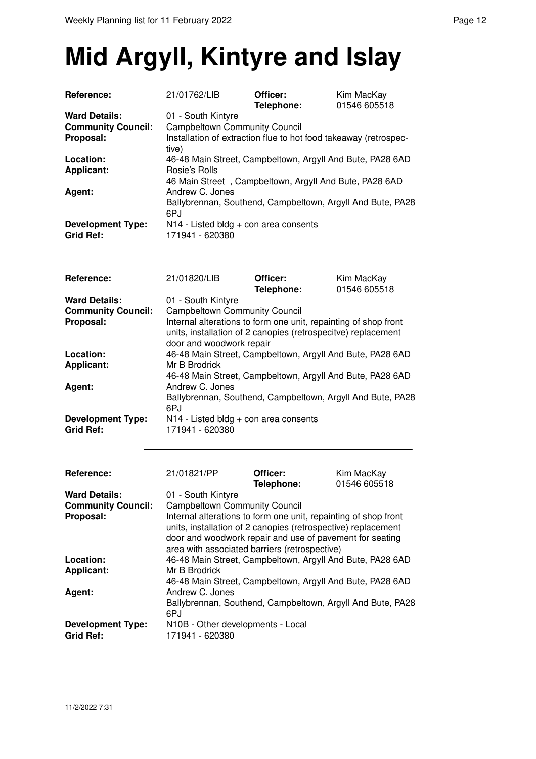# Mid Argyll, Kintyre and Islay

| | | | |
|---|---|---|---|
| **Reference:** | 21/01762/LIB | **Officer:** | Kim MacKay |
| | | **Telephone:** | 01546 605518 |
| **Ward Details:** | 01 - South Kintyre | | |
| **Community Council:** | Campbeltown Community Council | | |
| **Proposal:** | Installation of extraction flue to hot food takeaway (retrospective) | | |
| **Location:** | 46-48 Main Street, Campbeltown, Argyll And Bute, PA28 6AD | | |
| **Applicant:** | Rosie's Rolls<br>46 Main Street , Campbeltown, Argyll And Bute, PA28 6AD | | |
| **Agent:** | Andrew C. Jones<br>Ballybrennan, Southend, Campbeltown, Argyll And Bute, PA28 6PJ | | |
| **Development Type:** | N14 - Listed bldg + con area consents | | |
| **Grid Ref:** | 171941 - 620380 | | |

---

| | | | |
|---|---|---|---|
| **Reference:** | 21/01820/LIB | **Officer:** | Kim MacKay |
| | | **Telephone:** | 01546 605518 |
| **Ward Details:** | 01 - South Kintyre | | |
| **Community Council:** | Campbeltown Community Council | | |
| **Proposal:** | Internal alterations to form one unit, repainting of shop front units, installation of 2 canopies (retrospecitve) replacement door and woodwork repair | | |
| **Location:** | 46-48 Main Street, Campbeltown, Argyll And Bute, PA28 6AD | | |
| **Applicant:** | Mr B Brodrick<br>46-48 Main Street, Campbeltown, Argyll And Bute, PA28 6AD | | |
| **Agent:** | Andrew C. Jones<br>Ballybrennan, Southend, Campbeltown, Argyll And Bute, PA28 6PJ | | |
| **Development Type:** | N14 - Listed bldg + con area consents | | |
| **Grid Ref:** | 171941 - 620380 | | |

---

| | | | |
|---|---|---|---|
| **Reference:** | 21/01821/PP | **Officer:** | Kim MacKay |
| | | **Telephone:** | 01546 605518 |
| **Ward Details:** | 01 - South Kintyre | | |
| **Community Council:** | Campbeltown Community Council | | |
| **Proposal:** | Internal alterations to form one unit, repainting of shop front units, installation of 2 canopies (retrospective) replacement door and woodwork repair and use of pavement for seating area with associated barriers (retrospective) | | |
| **Location:** | 46-48 Main Street, Campbeltown, Argyll And Bute, PA28 6AD | | |
| **Applicant:** | Mr B Brodrick<br>46-48 Main Street, Campbeltown, Argyll And Bute, PA28 6AD | | |
| **Agent:** | Andrew C. Jones<br>Ballybrennan, Southend, Campbeltown, Argyll And Bute, PA28 6PJ | | |
| **Development Type:** | N10B - Other developments - Local | | |
| **Grid Ref:** | 171941 - 620380 | | |

---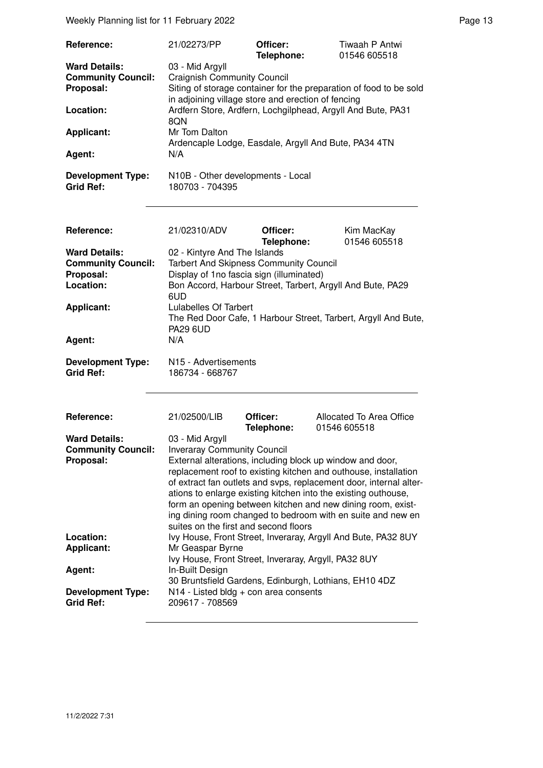| | | | |
|---|---|---|---|
| **Reference:** | 21/02273/PP | **Officer:** **Telephone:** | Tiwaah P Antwi 01546 605518 |
| **Ward Details:** | 03 - Mid Argyll | | |
| **Community Council:** | Craignish Community Council | | |
| **Proposal:** | Siting of storage container for the preparation of food to be sold in adjoining village store and erection of fencing | | |
| **Location:** | Ardfern Store, Ardfern, Lochgilphead, Argyll And Bute, PA31 8QN | | |
| **Applicant:** | Mr Tom Dalton Ardencaple Lodge, Easdale, Argyll And Bute, PA34 4TN | | |
| **Agent:** | N/A | | |
| **Development Type:** | N10B - Other developments - Local | | |
| **Grid Ref:** | 180703 - 704395 | | |

| | | | |
|---|---|---|---|
| **Reference:** | 21/02310/ADV | **Officer:** **Telephone:** | Kim MacKay 01546 605518 |
| **Ward Details:** | 02 - Kintyre And The Islands | | |
| **Community Council:** | Tarbert And Skipness Community Council | | |
| **Proposal:** | Display of 1no fascia sign (illuminated) | | |
| **Location:** | Bon Accord, Harbour Street, Tarbert, Argyll And Bute, PA29 6UD | | |
| **Applicant:** | Lulabelles Of Tarbert The Red Door Cafe, 1 Harbour Street, Tarbert, Argyll And Bute, PA29 6UD | | |
| **Agent:** | N/A | | |
| **Development Type:** | N15 - Advertisements | | |
| **Grid Ref:** | 186734 - 668767 | | |

| | | | |
|---|---|---|---|
| **Reference:** | 21/02500/LIB | **Officer:** **Telephone:** | Allocated To Area Office 01546 605518 |
| **Ward Details:** | 03 - Mid Argyll | | |
| **Community Council:** | Inveraray Community Council | | |
| **Proposal:** | External alterations, including block up window and door, replacement roof to existing kitchen and outhouse, installation of extract fan outlets and svps, replacement door, internal alterations to enlarge existing kitchen into the existing outhouse, form an opening between kitchen and new dining room, existing dining room changed to bedroom with en suite and new en suites on the first and second floors | | |
| **Location:** | Ivy House, Front Street, Inveraray, Argyll And Bute, PA32 8UY | | |
| **Applicant:** | Mr Geaspar Byrne Ivy House, Front Street, Inveraray, Argyll, PA32 8UY | | |
| **Agent:** | In-Built Design 30 Bruntsfield Gardens, Edinburgh, Lothians, EH10 4DZ | | |
| **Development Type:** | N14 - Listed bldg + con area consents | | |
| **Grid Ref:** | 209617 - 708569 | | |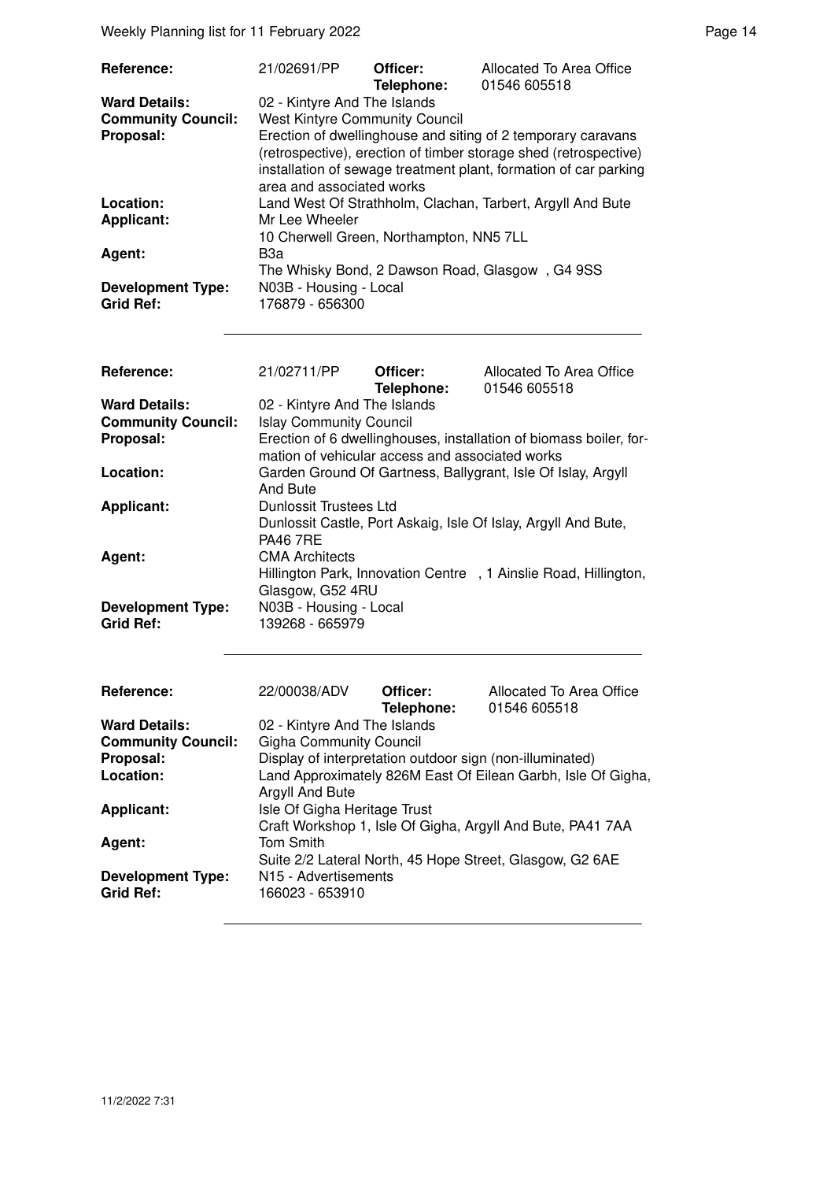| | | | |
|---|---|---|---|
| **Reference:** | 21/02691/PP | **Officer:** **Telephone:** | Allocated To Area Office 01546 605518 |
| **Ward Details:** | 02 - Kintyre And The Islands | | |
| **Community Council:** | West Kintyre Community Council | | |
| **Proposal:** | Erection of dwellinghouse and siting of 2 temporary caravans (retrospective), erection of timber storage shed (retrospective) installation of sewage treatment plant, formation of car parking area and associated works | | |
| **Location:** | Land West Of Strathholm, Clachan, Tarbert, Argyll And Bute | | |
| **Applicant:** | Mr Lee Wheeler<br>10 Cherwell Green, Northampton, NN5 7LL | | |
| **Agent:** | B3a<br>The Whisky Bond, 2 Dawson Road, Glasgow , G4 9SS | | |
| **Development Type:** | N03B - Housing - Local | | |
| **Grid Ref:** | 176879 - 656300 | | |

| | | | |
|---|---|---|---|
| **Reference:** | 21/02711/PP | **Officer:** **Telephone:** | Allocated To Area Office 01546 605518 |
| **Ward Details:** | 02 - Kintyre And The Islands | | |
| **Community Council:** | Islay Community Council | | |
| **Proposal:** | Erection of 6 dwellinghouses, installation of biomass boiler, formation of vehicular access and associated works | | |
| **Location:** | Garden Ground Of Gartness, Ballygrant, Isle Of Islay, Argyll And Bute | | |
| **Applicant:** | Dunlossit Trustees Ltd<br>Dunlossit Castle, Port Askaig, Isle Of Islay, Argyll And Bute, PA46 7RE | | |
| **Agent:** | CMA Architects<br>Hillington Park, Innovation Centre , 1 Ainslie Road, Hillington, Glasgow, G52 4RU | | |
| **Development Type:** | N03B - Housing - Local | | |
| **Grid Ref:** | 139268 - 665979 | | |

| | | | |
|---|---|---|---|
| **Reference:** | 22/00038/ADV | **Officer:** **Telephone:** | Allocated To Area Office 01546 605518 |
| **Ward Details:** | 02 - Kintyre And The Islands | | |
| **Community Council:** | Gigha Community Council | | |
| **Proposal:** | Display of interpretation outdoor sign (non-illuminated) | | |
| **Location:** | Land Approximately 826M East Of Eilean Garbh, Isle Of Gigha, Argyll And Bute | | |
| **Applicant:** | Isle Of Gigha Heritage Trust<br>Craft Workshop 1, Isle Of Gigha, Argyll And Bute, PA41 7AA | | |
| **Agent:** | Tom Smith<br>Suite 2/2 Lateral North, 45 Hope Street, Glasgow, G2 6AE | | |
| **Development Type:** | N15 - Advertisements | | |
| **Grid Ref:** | 166023 - 653910 | | |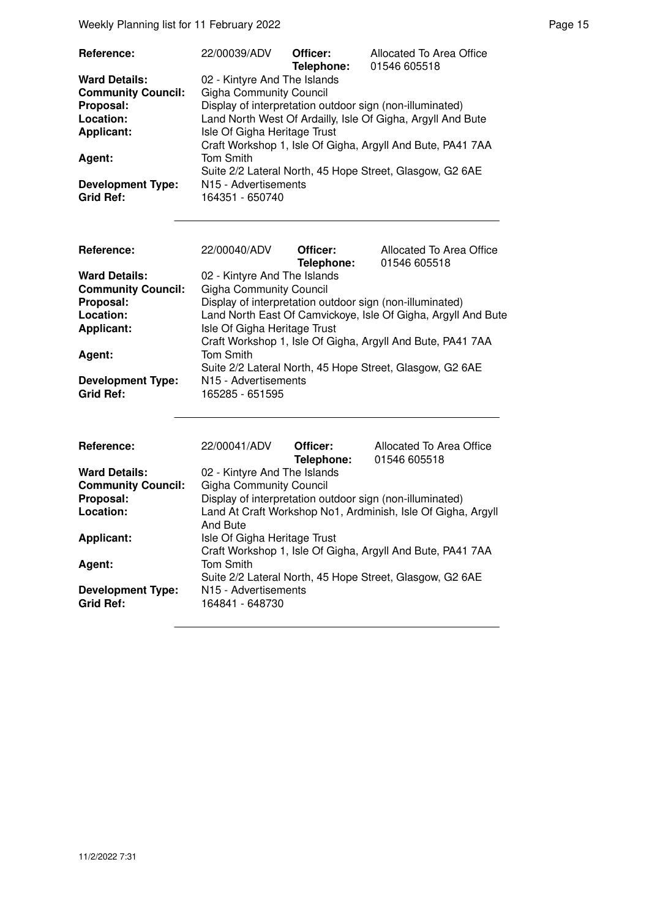| Reference: | 22/00039/ADV | Officer: Telephone: | Allocated To Area Office 01546 605518 |
|---|---|---|---|
| **Ward Details:** | 02 - Kintyre And The Islands | | |
| **Community Council:** | Gigha Community Council | | |
| **Proposal:** | Display of interpretation outdoor sign (non-illuminated) | | |
| **Location:** | Land North West Of Ardailly, Isle Of Gigha, Argyll And Bute | | |
| **Applicant:** | Isle Of Gigha Heritage Trust<br>Craft Workshop 1, Isle Of Gigha, Argyll And Bute, PA41 7AA | | |
| **Agent:** | Tom Smith<br>Suite 2/2 Lateral North, 45 Hope Street, Glasgow, G2 6AE | | |
| **Development Type:** | N15 - Advertisements | | |
| **Grid Ref:** | 164351 - 650740 | | |

| Reference: | 22/00040/ADV | Officer: Telephone: | Allocated To Area Office 01546 605518 |
|---|---|---|---|
| **Ward Details:** | 02 - Kintyre And The Islands | | |
| **Community Council:** | Gigha Community Council | | |
| **Proposal:** | Display of interpretation outdoor sign (non-illuminated) | | |
| **Location:** | Land North East Of Camvickoye, Isle Of Gigha, Argyll And Bute | | |
| **Applicant:** | Isle Of Gigha Heritage Trust<br>Craft Workshop 1, Isle Of Gigha, Argyll And Bute, PA41 7AA | | |
| **Agent:** | Tom Smith<br>Suite 2/2 Lateral North, 45 Hope Street, Glasgow, G2 6AE | | |
| **Development Type:** | N15 - Advertisements | | |
| **Grid Ref:** | 165285 - 651595 | | |

| Reference: | 22/00041/ADV | Officer: Telephone: | Allocated To Area Office 01546 605518 |
|---|---|---|---|
| **Ward Details:** | 02 - Kintyre And The Islands | | |
| **Community Council:** | Gigha Community Council | | |
| **Proposal:** | Display of interpretation outdoor sign (non-illuminated) | | |
| **Location:** | Land At Craft Workshop No1, Ardminish, Isle Of Gigha, Argyll And Bute | | |
| **Applicant:** | Isle Of Gigha Heritage Trust<br>Craft Workshop 1, Isle Of Gigha, Argyll And Bute, PA41 7AA | | |
| **Agent:** | Tom Smith<br>Suite 2/2 Lateral North, 45 Hope Street, Glasgow, G2 6AE | | |
| **Development Type:** | N15 - Advertisements | | |
| **Grid Ref:** | 164841 - 648730 | | |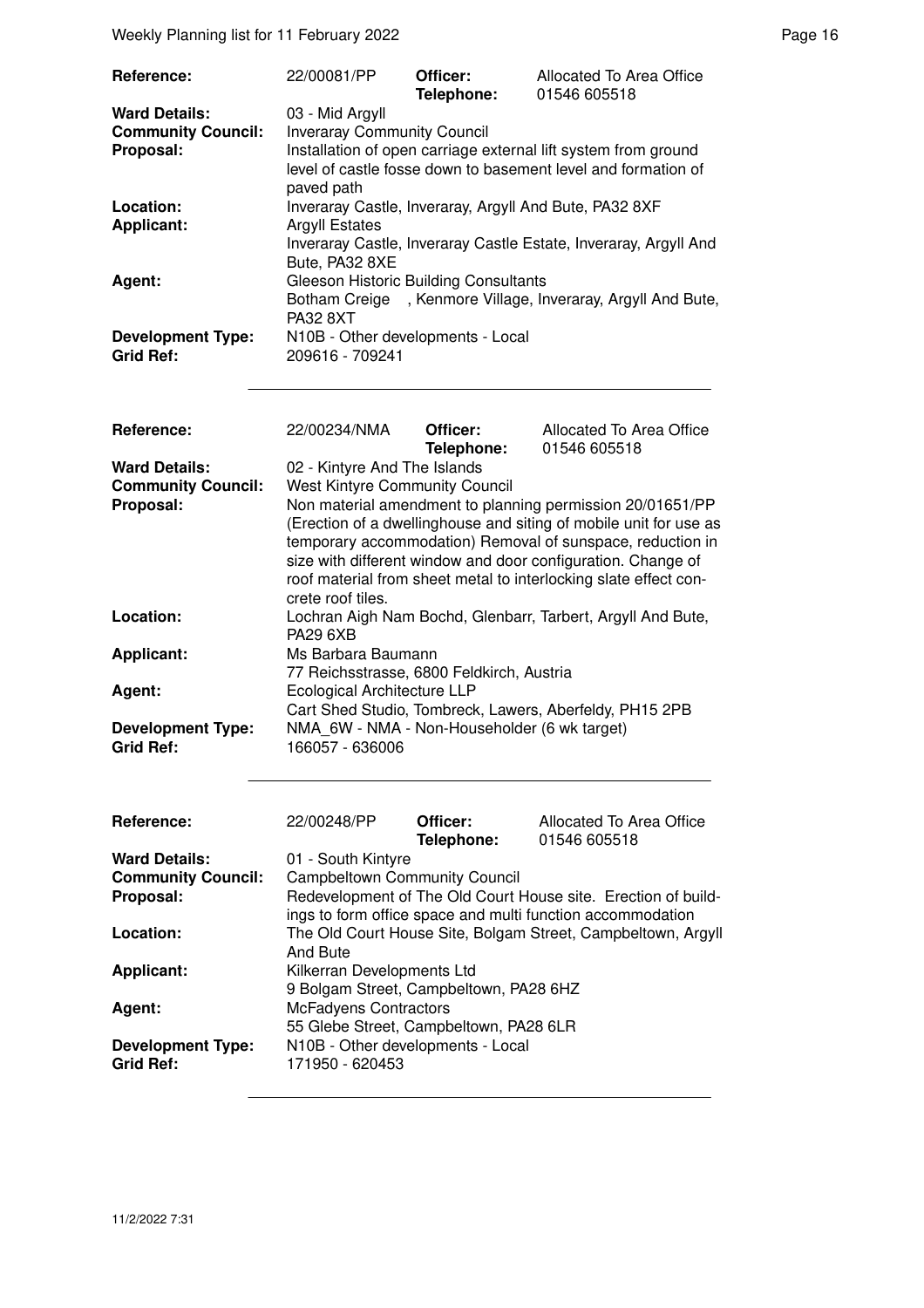| Reference: | 22/00081/PP | Officer: Telephone: | Allocated To Area Office 01546 605518 |
|---|---|---|---|
| Ward Details: | 03 - Mid Argyll | | |
| Community Council: | Inveraray Community Council | | |
| Proposal: | Installation of open carriage external lift system from ground level of castle fosse down to basement level and formation of paved path | | |
| Location: | Inveraray Castle, Inveraray, Argyll And Bute, PA32 8XF | | |
| Applicant: | Argyll Estates Inveraray Castle, Inveraray Castle Estate, Inveraray, Argyll And Bute, PA32 8XE | | |
| Agent: | Gleeson Historic Building Consultants Botham Creige , Kenmore Village, Inveraray, Argyll And Bute, PA32 8XT | | |
| Development Type: | N10B - Other developments - Local | | |
| Grid Ref: | 209616 - 709241 | | |

| Reference: | 22/00234/NMA | Officer: Telephone: | Allocated To Area Office 01546 605518 |
|---|---|---|---|
| Ward Details: | 02 - Kintyre And The Islands | | |
| Community Council: | West Kintyre Community Council | | |
| Proposal: | Non material amendment to planning permission 20/01651/PP (Erection of a dwellinghouse and siting of mobile unit for use as temporary accommodation) Removal of sunspace, reduction in size with different window and door configuration. Change of roof material from sheet metal to interlocking slate effect concrete roof tiles. | | |
| Location: | Lochran Aigh Nam Bochd, Glenbarr, Tarbert, Argyll And Bute, PA29 6XB | | |
| Applicant: | Ms Barbara Baumann 77 Reichsstrasse, 6800 Feldkirch, Austria | | |
| Agent: | Ecological Architecture LLP Cart Shed Studio, Tombreck, Lawers, Aberfeldy, PH15 2PB | | |
| Development Type: | NMA_6W - NMA - Non-Householder (6 wk target) | | |
| Grid Ref: | 166057 - 636006 | | |

| Reference: | 22/00248/PP | Officer: Telephone: | Allocated To Area Office 01546 605518 |
|---|---|---|---|
| Ward Details: | 01 - South Kintyre | | |
| Community Council: | Campbeltown Community Council | | |
| Proposal: | Redevelopment of The Old Court House site. Erection of buildings to form office space and multi function accommodation | | |
| Location: | The Old Court House Site, Bolgam Street, Campbeltown, Argyll And Bute | | |
| Applicant: | Kilkerran Developments Ltd 9 Bolgam Street, Campbeltown, PA28 6HZ | | |
| Agent: | McFadyens Contractors 55 Glebe Street, Campbeltown, PA28 6LR | | |
| Development Type: | N10B - Other developments - Local | | |
| Grid Ref: | 171950 - 620453 | | |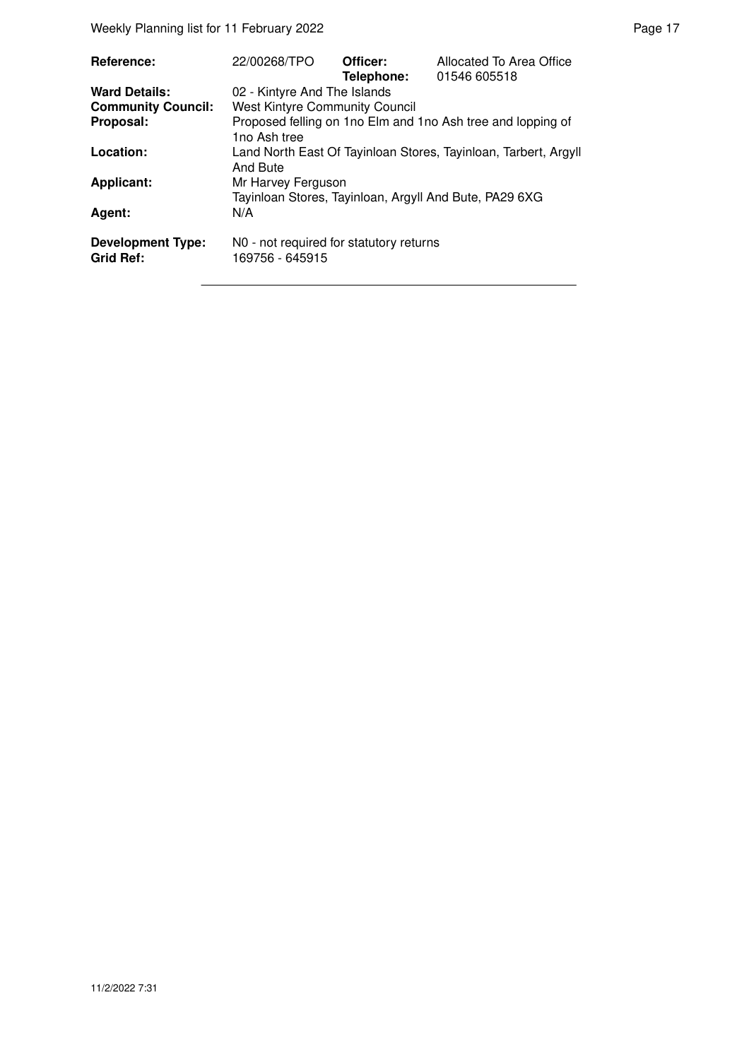| | | | |
|---|---|---|---|
| **Reference:** | 22/00268/TPO | **Officer:** **Telephone:** | Allocated To Area Office 01546 605518 |
| **Ward Details:** | 02 - Kintyre And The Islands | | |
| **Community Council:** | West Kintyre Community Council | | |
| **Proposal:** | Proposed felling on 1no Elm and 1no Ash tree and lopping of 1no Ash tree | | |
| **Location:** | Land North East Of Tayinloan Stores, Tayinloan, Tarbert, Argyll And Bute | | |
| **Applicant:** | Mr Harvey Ferguson Tayinloan Stores, Tayinloan, Argyll And Bute, PA29 6XG | | |
| **Agent:** | N/A | | |
| **Development Type:** | N0 - not required for statutory returns | | |
| **Grid Ref:** | 169756 - 645915 | | |

11/2/2022 7:31